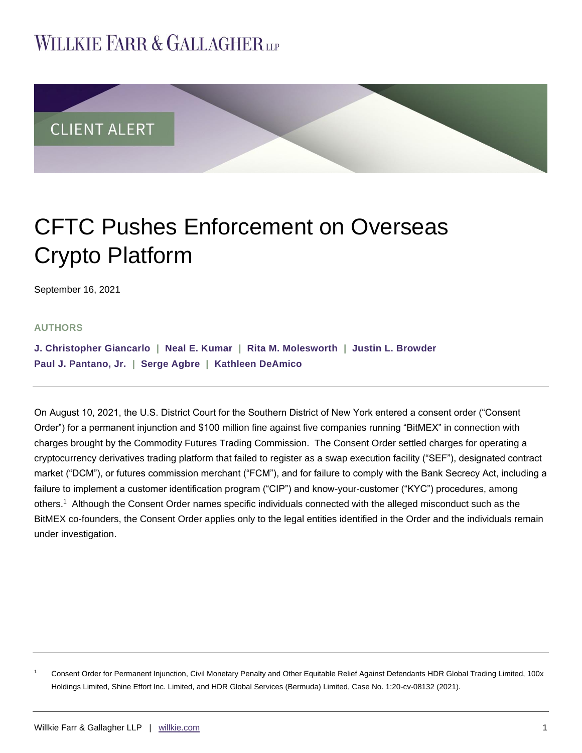WILLKIE FARR & GALLAGHER LLP

CLIENT ALERT

# CFTC Pushes Enforcement on Overseas Crypto Platform

September 16, 2021

**AUTHORS**

**J. Christopher Giancarlo | Neal E. Kumar | Rita M. Molesworth | Justin L. Browder**
**Paul J. Pantano, Jr. | Serge Agbre | Kathleen DeAmico**

On August 10, 2021, the U.S. District Court for the Southern District of New York entered a consent order ("Consent Order") for a permanent injunction and $100 million fine against five companies running "BitMEX" in connection with charges brought by the Commodity Futures Trading Commission. The Consent Order settled charges for operating a cryptocurrency derivatives trading platform that failed to register as a swap execution facility ("SEF"), designated contract market ("DCM"), or futures commission merchant ("FCM"), and for failure to comply with the Bank Secrecy Act, including a failure to implement a customer identification program ("CIP") and know-your-customer ("KYC") procedures, among others.[1] Although the Consent Order names specific individuals connected with the alleged misconduct such as the BitMEX co-founders, the Consent Order applies only to the legal entities identified in the Order and the individuals remain under investigation.

[1] Consent Order for Permanent Injunction, Civil Monetary Penalty and Other Equitable Relief Against Defendants HDR Global Trading Limited, 100x Holdings Limited, Shine Effort Inc. Limited, and HDR Global Services (Bermuda) Limited, Case No. 1:20-cv-08132 (2021).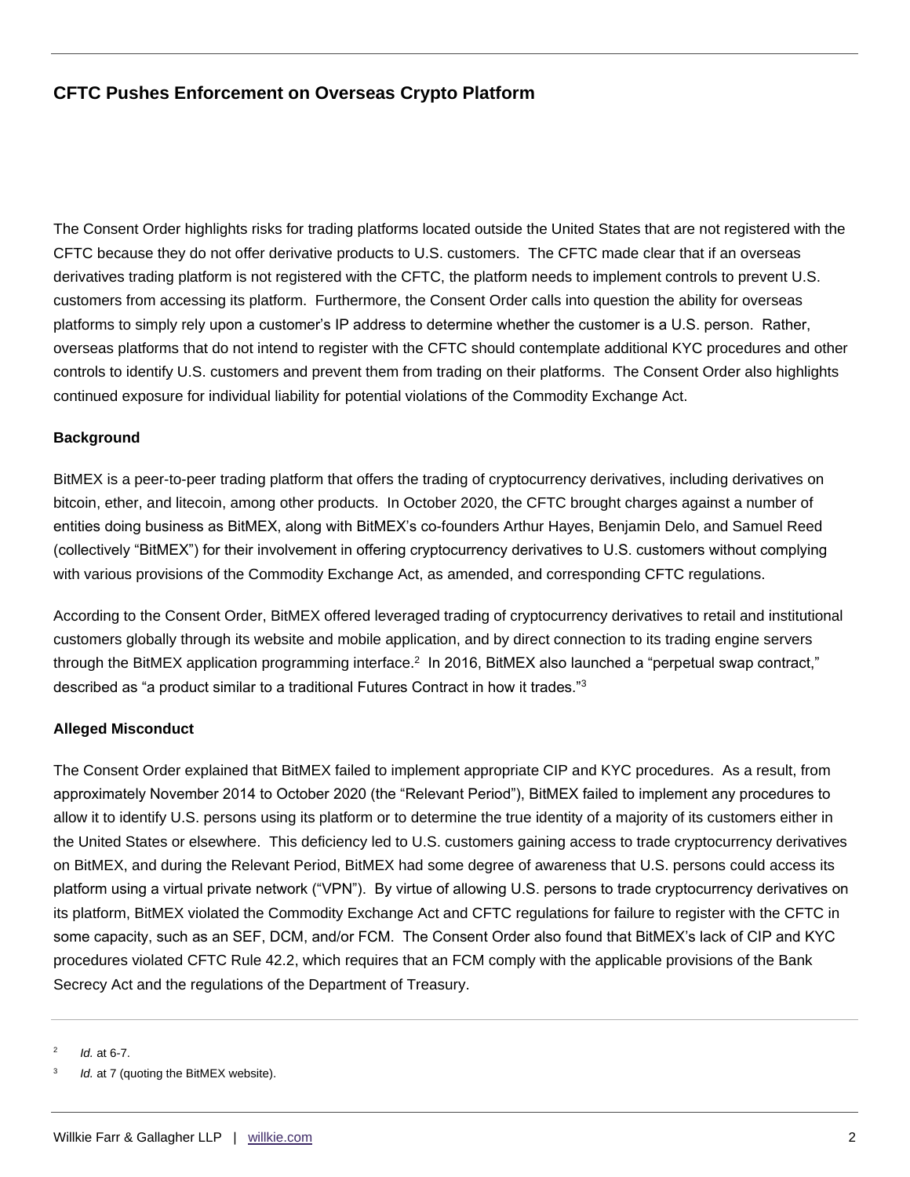The Consent Order highlights risks for trading platforms located outside the United States that are not registered with the CFTC because they do not offer derivative products to U.S. customers. The CFTC made clear that if an overseas derivatives trading platform is not registered with the CFTC, the platform needs to implement controls to prevent U.S. customers from accessing its platform. Furthermore, the Consent Order calls into question the ability for overseas platforms to simply rely upon a customer's IP address to determine whether the customer is a U.S. person. Rather, overseas platforms that do not intend to register with the CFTC should contemplate additional KYC procedures and other controls to identify U.S. customers and prevent them from trading on their platforms. The Consent Order also highlights continued exposure for individual liability for potential violations of the Commodity Exchange Act.

**Background**

BitMEX is a peer-to-peer trading platform that offers the trading of cryptocurrency derivatives, including derivatives on bitcoin, ether, and litecoin, among other products. In October 2020, the CFTC brought charges against a number of entities doing business as BitMEX, along with BitMEX's co-founders Arthur Hayes, Benjamin Delo, and Samuel Reed (collectively "BitMEX") for their involvement in offering cryptocurrency derivatives to U.S. customers without complying with various provisions of the Commodity Exchange Act, as amended, and corresponding CFTC regulations.

According to the Consent Order, BitMEX offered leveraged trading of cryptocurrency derivatives to retail and institutional customers globally through its website and mobile application, and by direct connection to its trading engine servers through the BitMEX application programming interface.[2] In 2016, BitMEX also launched a "perpetual swap contract," described as "a product similar to a traditional Futures Contract in how it trades."[3]

**Alleged Misconduct**

The Consent Order explained that BitMEX failed to implement appropriate CIP and KYC procedures. As a result, from approximately November 2014 to October 2020 (the "Relevant Period"), BitMEX failed to implement any procedures to allow it to identify U.S. persons using its platform or to determine the true identity of a majority of its customers either in the United States or elsewhere. This deficiency led to U.S. customers gaining access to trade cryptocurrency derivatives on BitMEX, and during the Relevant Period, BitMEX had some degree of awareness that U.S. persons could access its platform using a virtual private network ("VPN"). By virtue of allowing U.S. persons to trade cryptocurrency derivatives on its platform, BitMEX violated the Commodity Exchange Act and CFTC regulations for failure to register with the CFTC in some capacity, such as an SEF, DCM, and/or FCM. The Consent Order also found that BitMEX's lack of CIP and KYC procedures violated CFTC Rule 42.2, which requires that an FCM comply with the applicable provisions of the Bank Secrecy Act and the regulations of the Department of Treasury.

---

[2] *Id.* at 6-7.

[3] *Id.* at 7 (quoting the BitMEX website).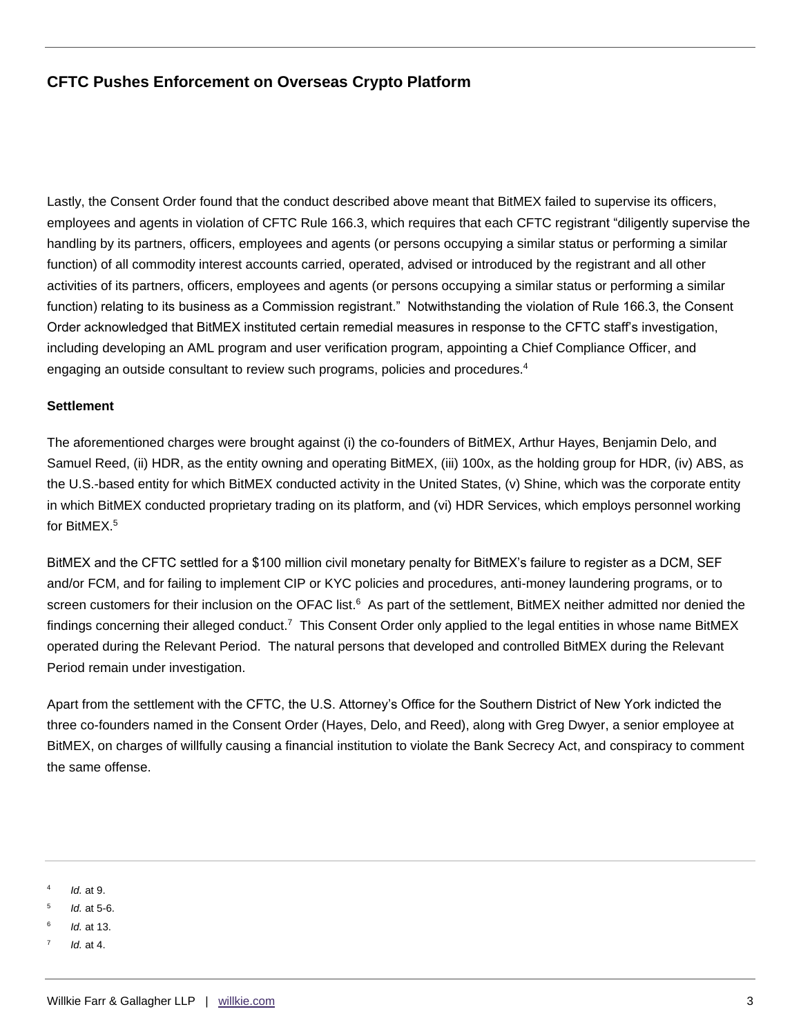Lastly, the Consent Order found that the conduct described above meant that BitMEX failed to supervise its officers, employees and agents in violation of CFTC Rule 166.3, which requires that each CFTC registrant "diligently supervise the handling by its partners, officers, employees and agents (or persons occupying a similar status or performing a similar function) of all commodity interest accounts carried, operated, advised or introduced by the registrant and all other activities of its partners, officers, employees and agents (or persons occupying a similar status or performing a similar function) relating to its business as a Commission registrant." Notwithstanding the violation of Rule 166.3, the Consent Order acknowledged that BitMEX instituted certain remedial measures in response to the CFTC staff's investigation, including developing an AML program and user verification program, appointing a Chief Compliance Officer, and engaging an outside consultant to review such programs, policies and procedures.[4]

**Settlement**

The aforementioned charges were brought against (i) the co-founders of BitMEX, Arthur Hayes, Benjamin Delo, and Samuel Reed, (ii) HDR, as the entity owning and operating BitMEX, (iii) 100x, as the holding group for HDR, (iv) ABS, as the U.S.-based entity for which BitMEX conducted activity in the United States, (v) Shine, which was the corporate entity in which BitMEX conducted proprietary trading on its platform, and (vi) HDR Services, which employs personnel working for BitMEX.[5]

BitMEX and the CFTC settled for a $100 million civil monetary penalty for BitMEX's failure to register as a DCM, SEF and/or FCM, and for failing to implement CIP or KYC policies and procedures, anti-money laundering programs, or to screen customers for their inclusion on the OFAC list.[6] As part of the settlement, BitMEX neither admitted nor denied the findings concerning their alleged conduct.[7] This Consent Order only applied to the legal entities in whose name BitMEX operated during the Relevant Period. The natural persons that developed and controlled BitMEX during the Relevant Period remain under investigation.

Apart from the settlement with the CFTC, the U.S. Attorney's Office for the Southern District of New York indicted the three co-founders named in the Consent Order (Hayes, Delo, and Reed), along with Greg Dwyer, a senior employee at BitMEX, on charges of willfully causing a financial institution to violate the Bank Secrecy Act, and conspiracy to comment the same offense.

---

[4] *Id.* at 9.

[5] *Id.* at 5-6.

[6] *Id.* at 13.

[7] *Id.* at 4.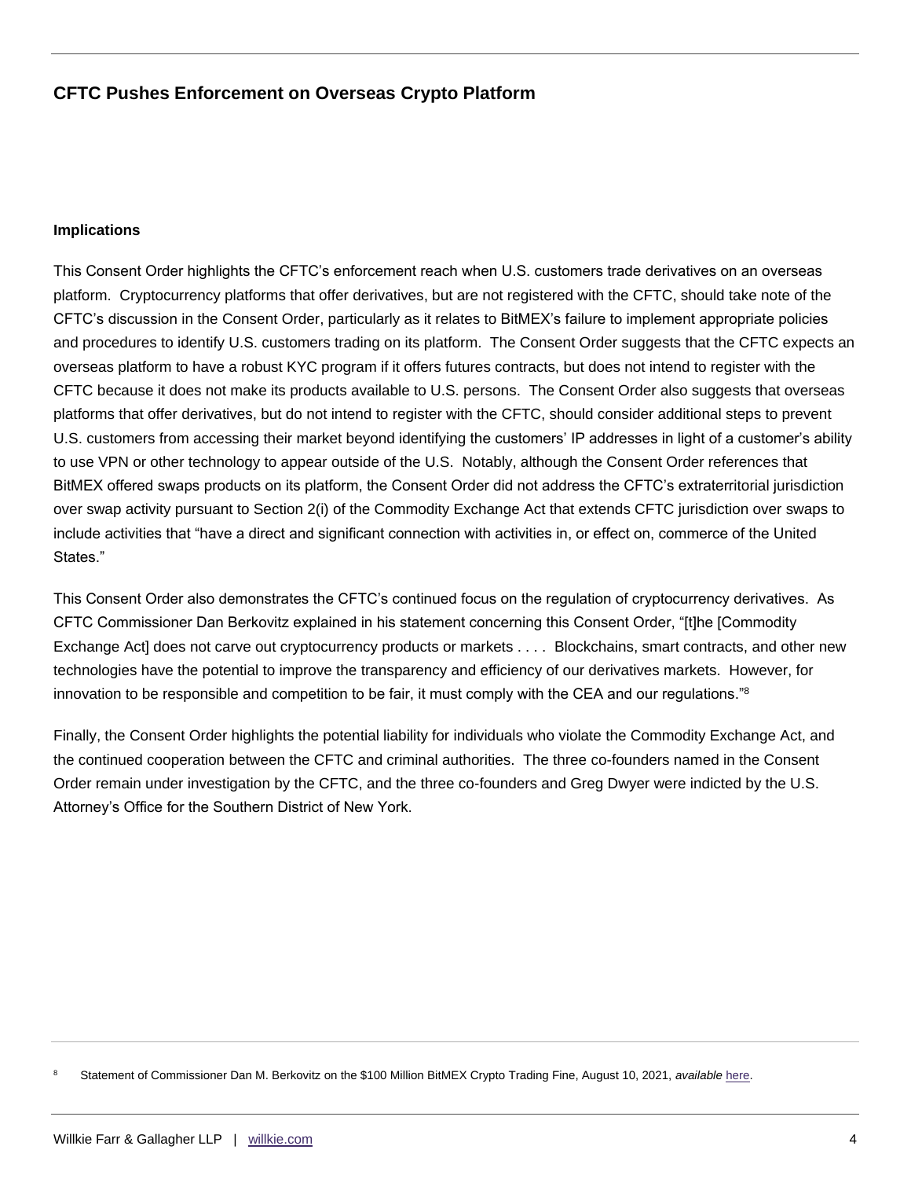## Implications

This Consent Order highlights the CFTC's enforcement reach when U.S. customers trade derivatives on an overseas platform. Cryptocurrency platforms that offer derivatives, but are not registered with the CFTC, should take note of the CFTC's discussion in the Consent Order, particularly as it relates to BitMEX's failure to implement appropriate policies and procedures to identify U.S. customers trading on its platform. The Consent Order suggests that the CFTC expects an overseas platform to have a robust KYC program if it offers futures contracts, but does not intend to register with the CFTC because it does not make its products available to U.S. persons. The Consent Order also suggests that overseas platforms that offer derivatives, but do not intend to register with the CFTC, should consider additional steps to prevent U.S. customers from accessing their market beyond identifying the customers' IP addresses in light of a customer's ability to use VPN or other technology to appear outside of the U.S. Notably, although the Consent Order references that BitMEX offered swaps products on its platform, the Consent Order did not address the CFTC's extraterritorial jurisdiction over swap activity pursuant to Section 2(i) of the Commodity Exchange Act that extends CFTC jurisdiction over swaps to include activities that "have a direct and significant connection with activities in, or effect on, commerce of the United States."

This Consent Order also demonstrates the CFTC's continued focus on the regulation of cryptocurrency derivatives. As CFTC Commissioner Dan Berkovitz explained in his statement concerning this Consent Order, "[t]he [Commodity Exchange Act] does not carve out cryptocurrency products or markets . . . . Blockchains, smart contracts, and other new technologies have the potential to improve the transparency and efficiency of our derivatives markets. However, for innovation to be responsible and competition to be fair, it must comply with the CEA and our regulations."[8]

Finally, the Consent Order highlights the potential liability for individuals who violate the Commodity Exchange Act, and the continued cooperation between the CFTC and criminal authorities. The three co-founders named in the Consent Order remain under investigation by the CFTC, and the three co-founders and Greg Dwyer were indicted by the U.S. Attorney's Office for the Southern District of New York.

[8] Statement of Commissioner Dan M. Berkovitz on the $100 Million BitMEX Crypto Trading Fine, August 10, 2021, *available* here.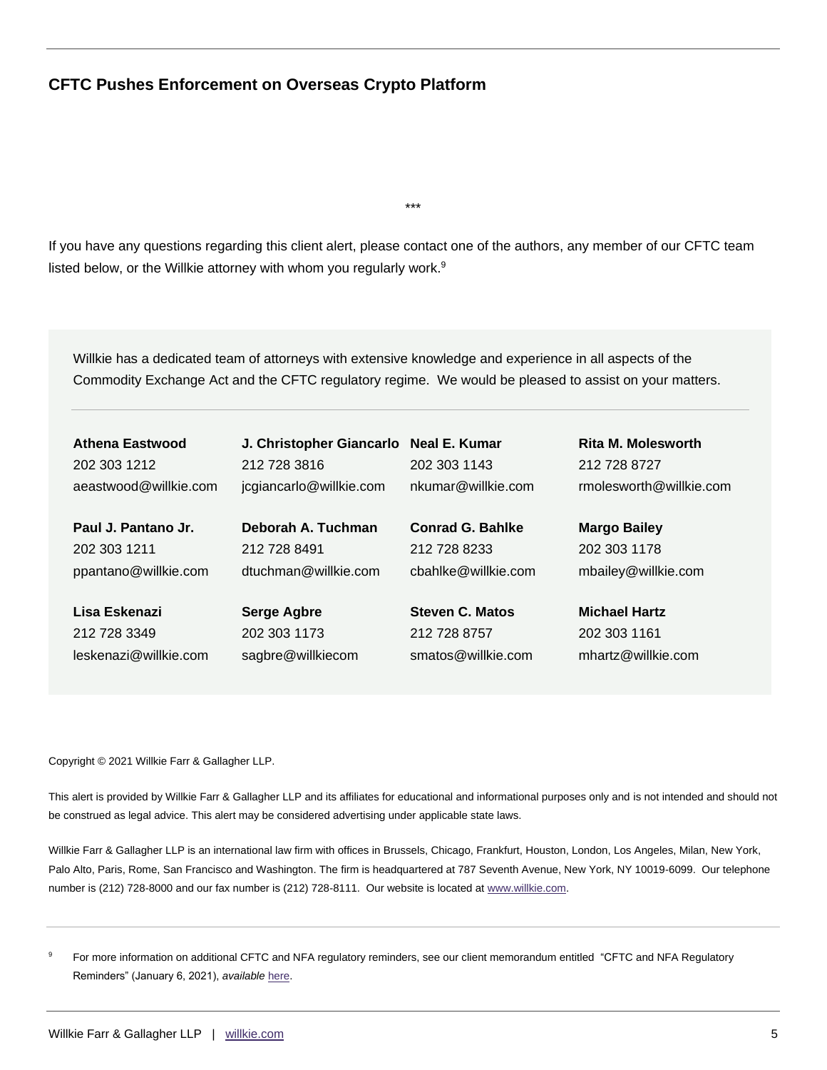\*\*\*

If you have any questions regarding this client alert, please contact one of the authors, any member of our CFTC team listed below, or the Willkie attorney with whom you regularly work.[9]

Willkie has a dedicated team of attorneys with extensive knowledge and experience in all aspects of the Commodity Exchange Act and the CFTC regulatory regime. We would be pleased to assist on your matters.

| | | | |
|---|---|---|---|
| **Athena Eastwood**<br>202 303 1212<br>aeastwood@willkie.com | **J. Christopher Giancarlo**<br>212 728 3816<br>jcgiancarlo@willkie.com | **Neal E. Kumar**<br>202 303 1143<br>nkumar@willkie.com | **Rita M. Molesworth**<br>212 728 8727<br>rmolesworth@willkie.com |
| **Paul J. Pantano Jr.**<br>202 303 1211<br>ppantano@willkie.com | **Deborah A. Tuchman**<br>212 728 8491<br>dtuchman@willkie.com | **Conrad G. Bahlke**<br>212 728 8233<br>cbahlke@willkie.com | **Margo Bailey**<br>202 303 1178<br>mbailey@willkie.com |
| **Lisa Eskenazi**<br>212 728 3349<br>leskenazi@willkie.com | **Serge Agbre**<br>202 303 1173<br>sagbre@willkiecom | **Steven C. Matos**<br>212 728 8757<br>smatos@willkie.com | **Michael Hartz**<br>202 303 1161<br>mhartz@willkie.com |

Copyright © 2021 Willkie Farr & Gallagher LLP.

This alert is provided by Willkie Farr & Gallagher LLP and its affiliates for educational and informational purposes only and is not intended and should not be construed as legal advice. This alert may be considered advertising under applicable state laws.

Willkie Farr & Gallagher LLP is an international law firm with offices in Brussels, Chicago, Frankfurt, Houston, London, Los Angeles, Milan, New York, Palo Alto, Paris, Rome, San Francisco and Washington. The firm is headquartered at 787 Seventh Avenue, New York, NY 10019-6099. Our telephone number is (212) 728-8000 and our fax number is (212) 728-8111. Our website is located at www.willkie.com.

[9] For more information on additional CFTC and NFA regulatory reminders, see our client memorandum entitled "CFTC and NFA Regulatory Reminders" (January 6, 2021), *available* here.